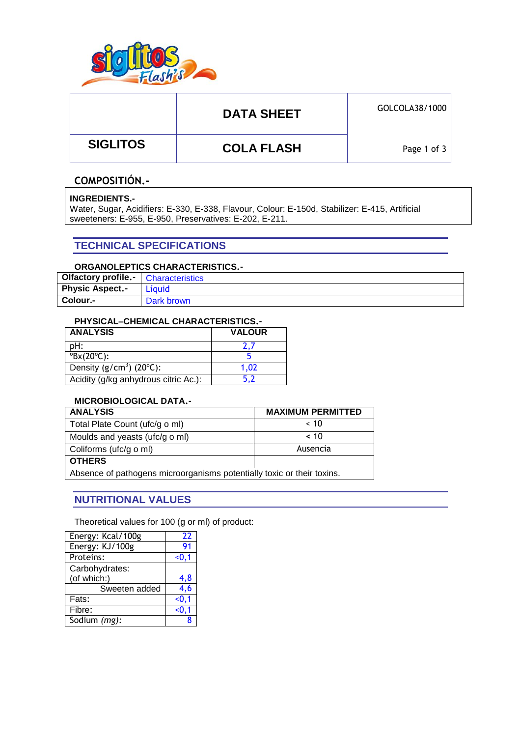| | DATA SHEET | GOLCOLA38/1000 |
|---|---|---|
| SIGLITOS | COLA FLASH | |

## COMPOSITIÓN.-

**INGREDIENTS.-**
Water, Sugar, Acidifiers: E-330, E-338, Flavour, Colour: E-150d, Stabilizer: E-415, Artificial sweeteners: E-955, E-950, Preservatives: E-202, E-211.

## TECHNICAL SPECIFICATIONS

### ORGANOLEPTICS CHARACTERISTICS.-

| | |
|---|---|
| **Olfactory profile.-** | Characteristics |
| **Physic Aspect.-** | Líquid |
| **Colour.-** | Dark brown |

### PHYSICAL–CHEMICAL CHARACTERISTICS.-

| ANALYSIS | VALOUR |
|---|---|
| pH: | 2,7 |
| ºBx(20ºC): | 5 |
| Density (g/cm$^3$) (20ºC): | 1,02 |
| Acidity (g/kg anhydrous citric Ac.): | 5,2 |

### MICROBIOLOGICAL DATA.-

| ANALYSIS | MAXIMUM PERMITTED |
|---|---|
| Total Plate Count (ufc/g o ml) | < 10 |
| Moulds and yeasts (ufc/g o ml) | < 10 |
| Coliforms (ufc/g o ml) | Ausencia |
| **OTHERS** | |
| Absence of pathogens microorganisms potentially toxic or their toxins. | |

## NUTRITIONAL VALUES

Theoretical values for 100 (g or ml) of product:

| | |
|---|---|
| Energy: Kcal/100g | 22 |
| Energy: KJ/100g | 91 |
| Proteins: | <0,1 |
| Carbohydrates: (of which:) | 4,8 |
| Sweeten added | 4,6 |
| Fats: | <0,1 |
| Fibre: | <0,1 |
| Sodium *(mg):* | 8 |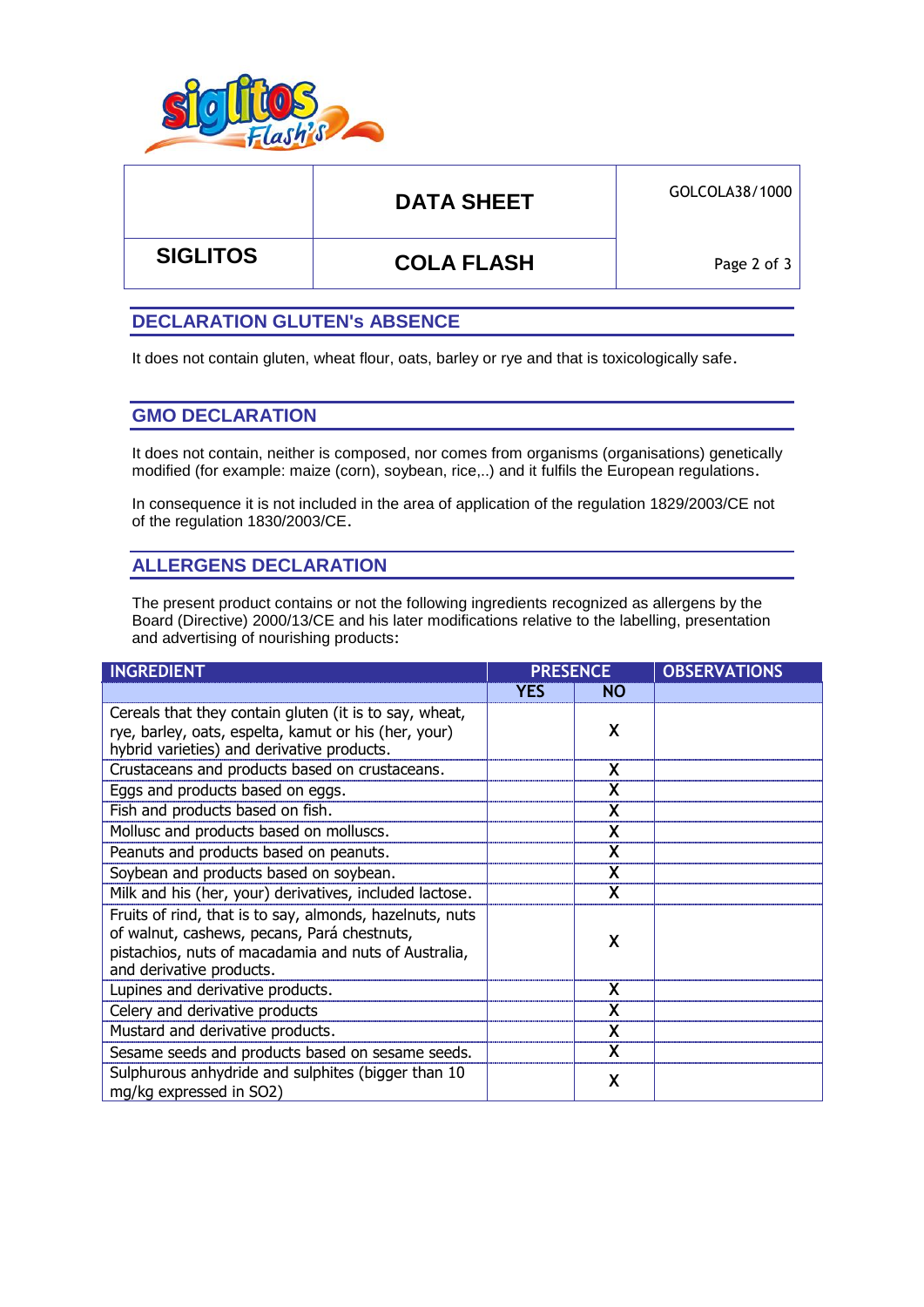| | DATA SHEET | GOLCOLA38/1000 |
|---|---|---|
| SIGLITOS | COLA FLASH | |

## DECLARATION GLUTEN's ABSENCE

It does not contain gluten, wheat flour, oats, barley or rye and that is toxicologically safe.

## GMO DECLARATION

It does not contain, neither is composed, nor comes from organisms (organisations) genetically modified (for example: maize (corn), soybean, rice,..) and it fulfils the European regulations.

In consequence it is not included in the area of application of the regulation 1829/2003/CE not of the regulation 1830/2003/CE.

## ALLERGENS DECLARATION

The present product contains or not the following ingredients recognized as allergens by the Board (Directive) 2000/13/CE and his later modifications relative to the labelling, presentation and advertising of nourishing products:

| INGREDIENT | PRESENCE | | OBSERVATIONS |
|---|---|---|---|
| | YES | NO | |
| Cereals that they contain gluten (it is to say, wheat, rye, barley, oats, espelta, kamut or his (her, your) hybrid varieties) and derivative products. | | X | |
| Crustaceans and products based on crustaceans. | | X | |
| Eggs and products based on eggs. | | X | |
| Fish and products based on fish. | | X | |
| Mollusc and products based on molluscs. | | X | |
| Peanuts and products based on peanuts. | | X | |
| Soybean and products based on soybean. | | X | |
| Milk and his (her, your) derivatives, included lactose. | | X | |
| Fruits of rind, that is to say, almonds, hazelnuts, nuts of walnut, cashews, pecans, Pará chestnuts, pistachios, nuts of macadamia and nuts of Australia, and derivative products. | | X | |
| Lupines and derivative products. | | X | |
| Celery and derivative products | | X | |
| Mustard and derivative products. | | X | |
| Sesame seeds and products based on sesame seeds. | | X | |
| Sulphurous anhydride and sulphites (bigger than 10 mg/kg expressed in SO2) | | X | |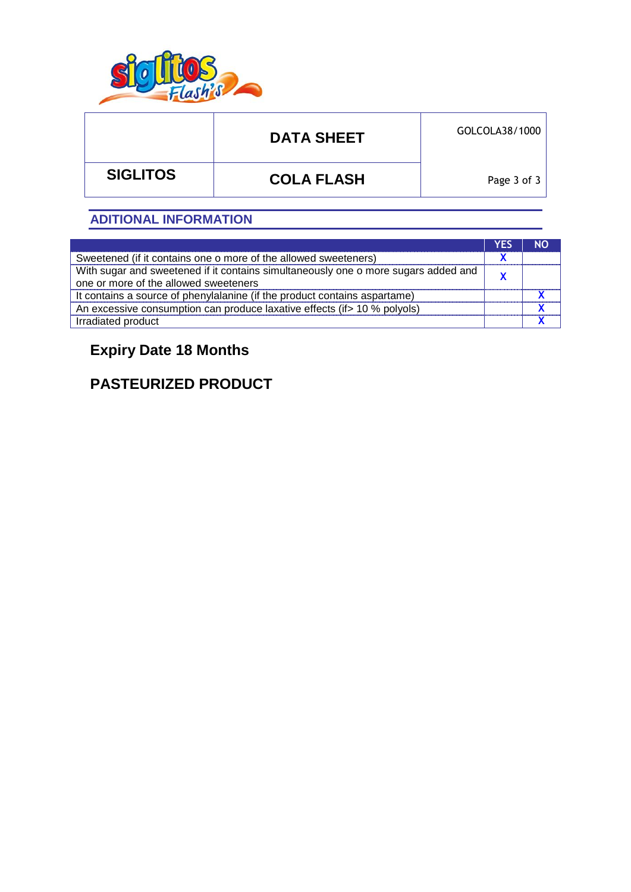| | DATA SHEET | GOLCOLA38/1000 |
| --- | --- | --- |
| SIGLITOS | COLA FLASH | |

## ADITIONAL INFORMATION

| | YES | NO |
| --- | --- | --- |
| Sweetened (if it contains one o more of the allowed sweeteners) | X | |
| With sugar and sweetened if it contains simultaneously one o more sugars added and one or more of the allowed sweeteners | X | |
| It contains a source of phenylalanine (if the product contains aspartame) | | X |
| An excessive consumption can produce laxative effects (if> 10 % polyols) | | X |
| Irradiated product | | X |

## Expiry Date 18 Months

## PASTEURIZED PRODUCT